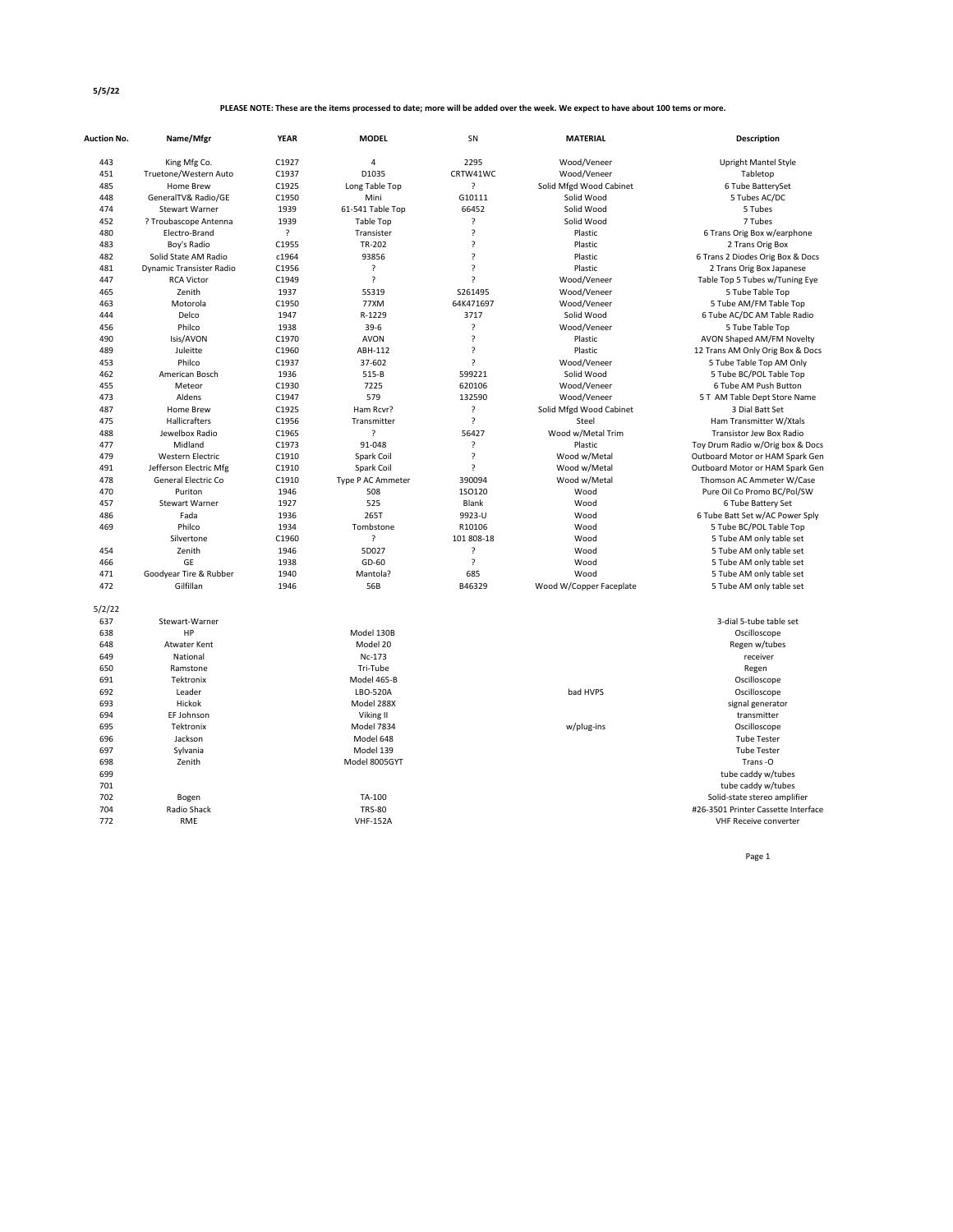**5/5/22**

**PLEASE NOTE: These are the items processed to date; more will be added over the week. We expect to have about 100 tems or more.**

| Auction No. | Name/Mfgr | YEAR | MODEL | SN | MATERIAL | Description |
|---|---|---|---|---|---|---|
| 443 | King Mfg Co. | C1927 | 4 | 2295 | Wood/Veneer | Upright Mantel Style |
| 451 | Truetone/Western Auto | C1937 | D1035 | CRTW41WC | Wood/Veneer | Tabletop |
| 485 | Home Brew | C1925 | Long Table Top | ? | Solid Mfgd Wood Cabinet | 6 Tube BatterySet |
| 448 | GeneralTV& Radio/GE | C1950 | Mini | G10111 | Solid Wood | 5 Tubes AC/DC |
| 474 | Stewart Warner | 1939 | 61-541 Table Top | 66452 | Solid Wood | 5 Tubes |
| 452 | ? Troubascope Antenna | 1939 | Table Top | ? | Solid Wood | 7 Tubes |
| 480 | Electro-Brand | ? | Transister | ? | Plastic | 6 Trans Orig Box w/earphone |
| 483 | Boy's Radio | C1955 | TR-202 | ? | Plastic | 2 Trans Orig Box |
| 482 | Solid State AM Radio | c1964 | 93856 | ? | Plastic | 6 Trans 2 Diodes Orig Box & Docs |
| 481 | Dynamic Transister Radio | C1956 | ? | ? | Plastic | 2 Trans Orig Box Japanese |
| 447 | RCA Victor | C1949 | ? | ? | Wood/Veneer | Table Top 5 Tubes w/Tuning Eye |
| 465 | Zenith | 1937 | 5S319 | S261495 | Wood/Veneer | 5 Tube Table Top |
| 463 | Motorola | C1950 | 77XM | 64K471697 | Wood/Veneer | 5 Tube AM/FM Table Top |
| 444 | Delco | 1947 | R-1229 | 3717 | Solid Wood | 6 Tube AC/DC AM Table Radio |
| 456 | Philco | 1938 | 39-6 | ? | Wood/Veneer | 5 Tube Table Top |
| 490 | Isis/AVON | C1970 | AVON | ? | Plastic | AVON Shaped AM/FM Novelty |
| 489 | Juleitte | C1960 | ABH-112 | ? | Plastic | 12 Trans AM Only Orig Box & Docs |
| 453 | Philco | C1937 | 37-602 | ? | Wood/Veneer | 5 Tube Table Top AM Only |
| 462 | American Bosch | 1936 | 515-B | 599221 | Solid Wood | 5 Tube BC/POL Table Top |
| 455 | Meteor | C1930 | 7225 | 620106 | Wood/Veneer | 6 Tube AM Push Button |
| 473 | Aldens | C1947 | 579 | 132590 | Wood/Veneer | 5 T AM Table Dept Store Name |
| 487 | Home Brew | C1925 | Ham Rcvr? | ? | Solid Mfgd Wood Cabinet | 3 Dial Batt Set |
| 475 | Hallicrafters | C1956 | Transmitter | ? | Steel | Ham Transmitter W/Xtals |
| 488 | Jewelbox Radio | C1965 | ? | 56427 | Wood w/Metal Trim | Transistor Jew Box Radio |
| 477 | Midland | C1973 | 91-048 | ? | Plastic | Toy Drum Radio w/Orig box & Docs |
| 479 | Western Electric | C1910 | Spark Coil | ? | Wood w/Metal | Outboard Motor or HAM Spark Gen |
| 491 | Jefferson Electric Mfg | C1910 | Spark Coil | ? | Wood w/Metal | Outboard Motor or HAM Spark Gen |
| 478 | General Electric Co | C1910 | Type P AC Ammeter | 390094 | Wood w/Metal | Thomson AC Ammeter W/Case |
| 470 | Puriton | 1946 | 508 | 1SO120 | Wood | Pure Oil Co Promo BC/Pol/SW |
| 457 | Stewart Warner | 1927 | 525 | Blank | Wood | 6 Tube Battery Set |
| 486 | Fada | 1936 | 265T | 9923-U | Wood | 6 Tube Batt Set w/AC Power Sply |
| 469 | Philco | 1934 | Tombstone | R10106 | Wood | 5 Tube BC/POL Table Top |
| | Silvertone | C1960 | ? | 101 808-18 | Wood | 5 Tube AM only table set |
| 454 | Zenith | 1946 | 5D027 | ? | Wood | 5 Tube AM only table set |
| 466 | GE | 1938 | GD-60 | ? | Wood | 5 Tube AM only table set |
| 471 | Goodyear Tire & Rubber | 1940 | Mantola? | 685 | Wood | 5 Tube AM only table set |
| 472 | Gilfillan | 1946 | 56B | B46329 | Wood W/Copper Faceplate | 5 Tube AM only table set |
| 5/2/22 | | | | | | |
| 637 | Stewart-Warner | | | | | 3-dial 5-tube table set |
| 638 | HP | | Model 130B | | | Oscilloscope |
| 648 | Atwater Kent | | Model 20 | | | Regen w/tubes |
| 649 | National | | Nc-173 | | | receiver |
| 650 | Ramstone | | Tri-Tube | | | Regen |
| 691 | Tektronix | | Model 465-B | | | Oscilloscope |
| 692 | Leader | | LBO-520A | | bad HVPS | Oscilloscope |
| 693 | Hickok | | Model 288X | | | signal generator |
| 694 | EF Johnson | | Viking II | | | transmitter |
| 695 | Tektronix | | Model 7834 | | w/plug-ins | Oscilloscope |
| 696 | Jackson | | Model 648 | | | Tube Tester |
| 697 | Sylvania | | Model 139 | | | Tube Tester |
| 698 | Zenith | | Model 8005GYT | | | Trans -O |
| 699 | | | | | | tube caddy w/tubes |
| 701 | | | | | | tube caddy w/tubes |
| 702 | Bogen | | TA-100 | | | Solid-state stereo amplifier |
| 704 | Radio Shack | | TRS-80 | | | #26-3501 Printer Cassette Interface |
| 772 | RME | | VHF-152A | | | VHF Receive converter |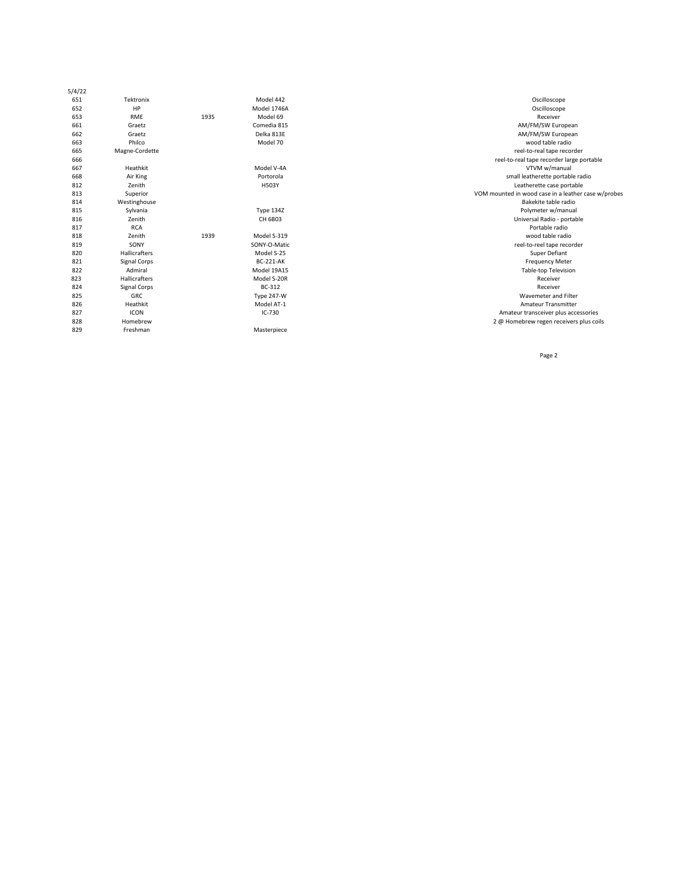5/4/22

| | | | | |
|---|---|---|---|---|
| 651 | Tektronix | | Model 442 | Oscilloscope |
| 652 | HP | | Model 1746A | Oscilloscope |
| 653 | RME | 1935 | Model 69 | Receiver |
| 661 | Graetz | | Comedia 815 | AM/FM/SW European |
| 662 | Graetz | | Delka 813E | AM/FM/SW European |
| 663 | Philco | | Model 70 | wood table radio |
| 665 | Magne-Cordette | | | reel-to-real tape recorder |
| 666 | | | | reel-to-real tape recorder large portable |
| 667 | Heathkit | | Model V-4A | VTVM w/manual |
| 668 | Air King | | Portorola | small leatherette portable radio |
| 812 | Zenith | | H503Y | Leatherette case portable |
| 813 | Superior | | | VOM mounted in wood case in a leather case w/probes |
| 814 | Westinghouse | | | Bakekite table radio |
| 815 | Sylvania | | Type 134Z | Polymeter w/manual |
| 816 | Zenith | | CH 6B03 | Universal Radio - portable |
| 817 | RCA | | | Portable radio |
| 818 | Zenith | 1939 | Model S-319 | wood table radio |
| 819 | SONY | | SONY-O-Matic | reel-to-reel tape recorder |
| 820 | Hallicrafters | | Model S-25 | Super Defiant |
| 821 | Signal Corps | | BC-221-AK | Frequency Meter |
| 822 | Admiral | | Model 19A15 | Table-top Television |
| 823 | Hallicrafters | | Model S-20R | Receiver |
| 824 | Signal Corps | | BC-312 | Receiver |
| 825 | GRC | | Type 247-W | Wavemeter and Filter |
| 826 | Heathkit | | Model AT-1 | Amateur Transmitter |
| 827 | ICON | | IC-730 | Amateur transceiver plus accessories |
| 828 | Homebrew | | | 2 @ Homebrew regen receivers plus coils |
| 829 | Freshman | | Masterpiece | |